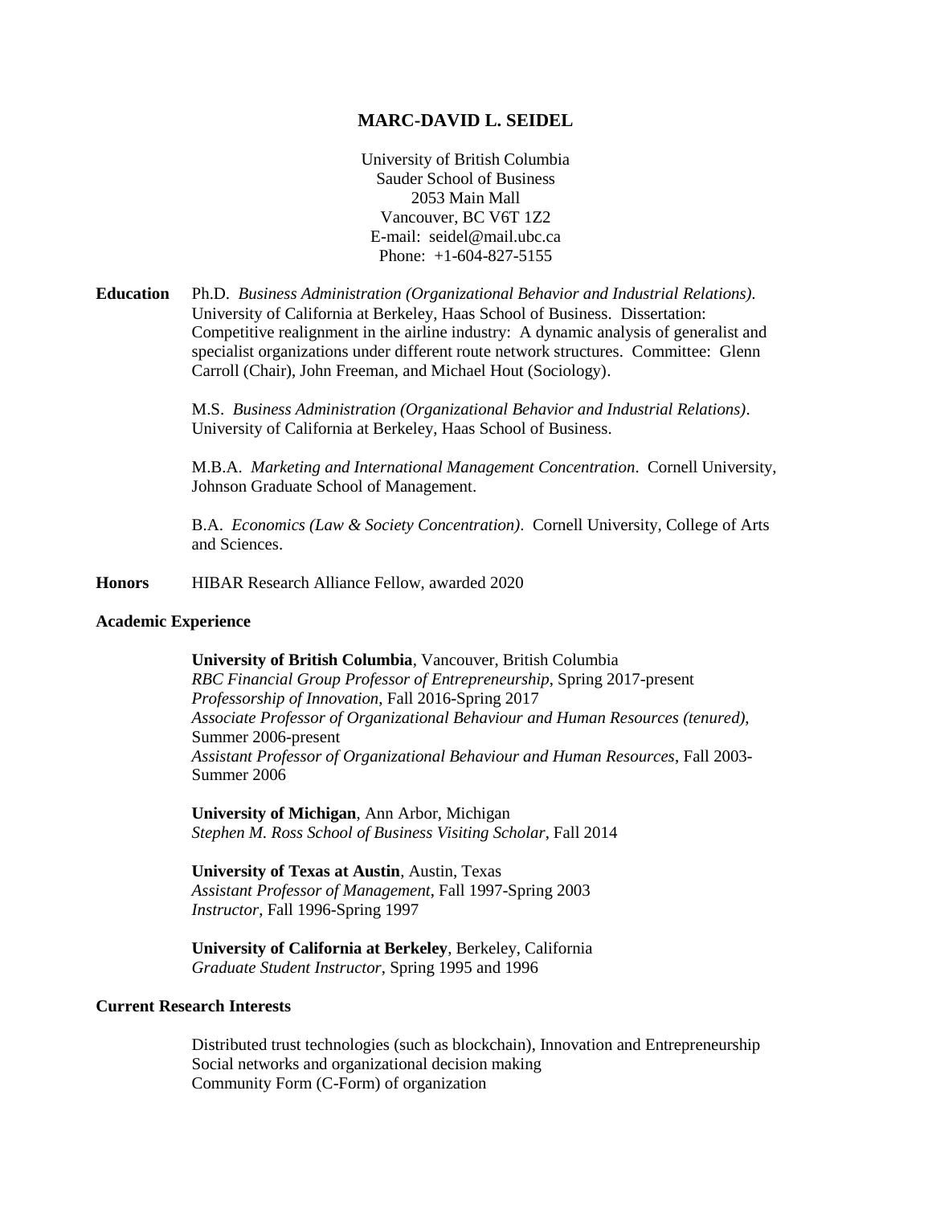# MARC-DAVID L. SEIDEL

University of British Columbia
Sauder School of Business
2053 Main Mall
Vancouver, BC V6T 1Z2
E-mail: seidel@mail.ubc.ca
Phone: +1-604-827-5155

**Education** Ph.D. *Business Administration (Organizational Behavior and Industrial Relations)*. University of California at Berkeley, Haas School of Business. Dissertation: Competitive realignment in the airline industry: A dynamic analysis of generalist and specialist organizations under different route network structures. Committee: Glenn Carroll (Chair), John Freeman, and Michael Hout (Sociology).

M.S. *Business Administration (Organizational Behavior and Industrial Relations)*. University of California at Berkeley, Haas School of Business.

M.B.A. *Marketing and International Management Concentration*. Cornell University, Johnson Graduate School of Management.

B.A. *Economics (Law & Society Concentration)*. Cornell University, College of Arts and Sciences.

**Honors** HIBAR Research Alliance Fellow, awarded 2020

## Academic Experience

**University of British Columbia**, Vancouver, British Columbia
*RBC Financial Group Professor of Entrepreneurship*, Spring 2017-present
*Professorship of Innovation*, Fall 2016-Spring 2017
*Associate Professor of Organizational Behaviour and Human Resources (tenured)*, Summer 2006-present
*Assistant Professor of Organizational Behaviour and Human Resources*, Fall 2003-Summer 2006

**University of Michigan**, Ann Arbor, Michigan
*Stephen M. Ross School of Business Visiting Scholar*, Fall 2014

**University of Texas at Austin**, Austin, Texas
*Assistant Professor of Management*, Fall 1997-Spring 2003
*Instructor*, Fall 1996-Spring 1997

**University of California at Berkeley**, Berkeley, California
*Graduate Student Instructor*, Spring 1995 and 1996

## Current Research Interests

Distributed trust technologies (such as blockchain), Innovation and Entrepreneurship
Social networks and organizational decision making
Community Form (C-Form) of organization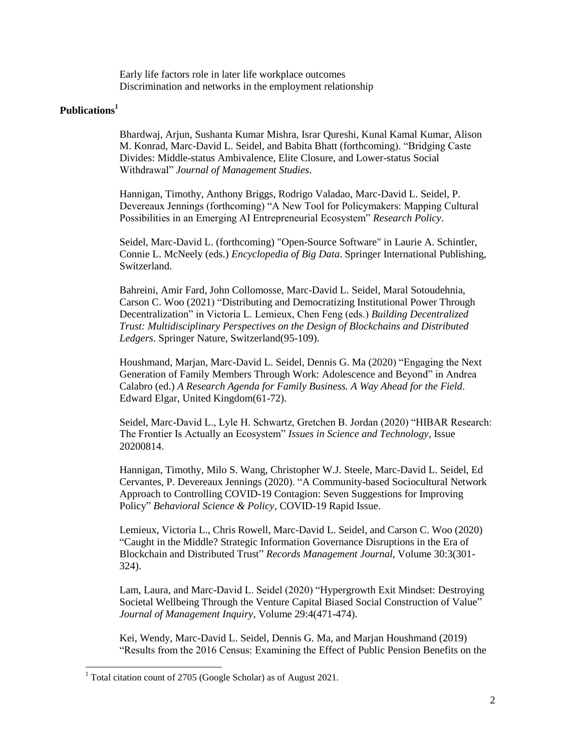Early life factors role in later life workplace outcomes
Discrimination and networks in the employment relationship

## Publications[1]

Bhardwaj, Arjun, Sushanta Kumar Mishra, Israr Qureshi, Kunal Kamal Kumar, Alison M. Konrad, Marc-David L. Seidel, and Babita Bhatt (forthcoming). "Bridging Caste Divides: Middle-status Ambivalence, Elite Closure, and Lower-status Social Withdrawal" *Journal of Management Studies*.

Hannigan, Timothy, Anthony Briggs, Rodrigo Valadao, Marc-David L. Seidel, P. Devereaux Jennings (forthcoming) "A New Tool for Policymakers: Mapping Cultural Possibilities in an Emerging AI Entrepreneurial Ecosystem" *Research Policy*.

Seidel, Marc-David L. (forthcoming) "Open-Source Software" in Laurie A. Schintler, Connie L. McNeely (eds.) *Encyclopedia of Big Data*. Springer International Publishing, Switzerland.

Bahreini, Amir Fard, John Collomosse, Marc-David L. Seidel, Maral Sotoudehnia, Carson C. Woo (2021) "Distributing and Democratizing Institutional Power Through Decentralization" in Victoria L. Lemieux, Chen Feng (eds.) *Building Decentralized Trust: Multidisciplinary Perspectives on the Design of Blockchains and Distributed Ledgers*. Springer Nature, Switzerland(95-109).

Houshmand, Marjan, Marc-David L. Seidel, Dennis G. Ma (2020) "Engaging the Next Generation of Family Members Through Work: Adolescence and Beyond" in Andrea Calabro (ed.) *A Research Agenda for Family Business. A Way Ahead for the Field*. Edward Elgar, United Kingdom(61-72).

Seidel, Marc-David L., Lyle H. Schwartz, Gretchen B. Jordan (2020) "HIBAR Research: The Frontier Is Actually an Ecosystem" *Issues in Science and Technology*, Issue 20200814.

Hannigan, Timothy, Milo S. Wang, Christopher W.J. Steele, Marc-David L. Seidel, Ed Cervantes, P. Devereaux Jennings (2020). "A Community-based Sociocultural Network Approach to Controlling COVID-19 Contagion: Seven Suggestions for Improving Policy" *Behavioral Science & Policy*, COVID-19 Rapid Issue.

Lemieux, Victoria L., Chris Rowell, Marc-David L. Seidel, and Carson C. Woo (2020) "Caught in the Middle? Strategic Information Governance Disruptions in the Era of Blockchain and Distributed Trust" *Records Management Journal*, Volume 30:3(301-324).

Lam, Laura, and Marc-David L. Seidel (2020) "Hypergrowth Exit Mindset: Destroying Societal Wellbeing Through the Venture Capital Biased Social Construction of Value" *Journal of Management Inquiry*, Volume 29:4(471-474).

Kei, Wendy, Marc-David L. Seidel, Dennis G. Ma, and Marjan Houshmand (2019) "Results from the 2016 Census: Examining the Effect of Public Pension Benefits on the

[1] Total citation count of 2705 (Google Scholar) as of August 2021.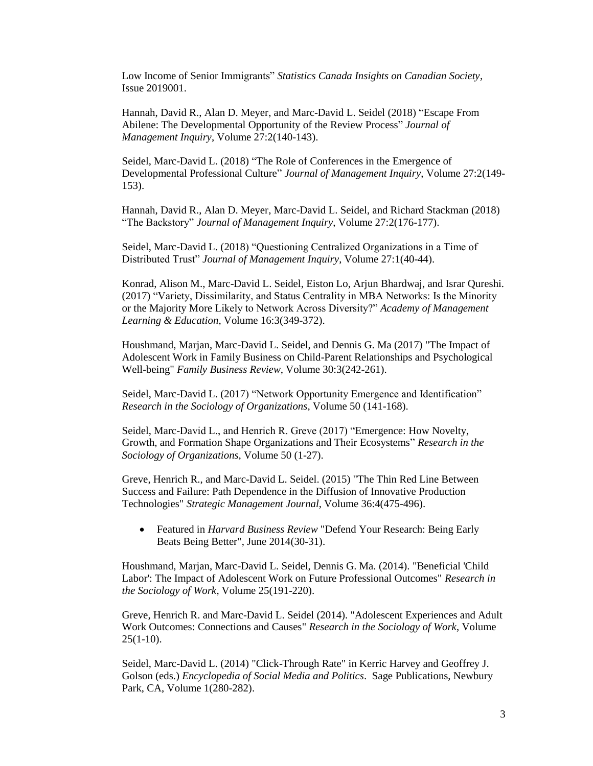Low Income of Senior Immigrants" *Statistics Canada Insights on Canadian Society*, Issue 2019001.

Hannah, David R., Alan D. Meyer, and Marc-David L. Seidel (2018) "Escape From Abilene: The Developmental Opportunity of the Review Process" *Journal of Management Inquiry*, Volume 27:2(140-143).

Seidel, Marc-David L. (2018) "The Role of Conferences in the Emergence of Developmental Professional Culture" *Journal of Management Inquiry*, Volume 27:2(149-153).

Hannah, David R., Alan D. Meyer, Marc-David L. Seidel, and Richard Stackman (2018) "The Backstory" *Journal of Management Inquiry*, Volume 27:2(176-177).

Seidel, Marc-David L. (2018) "Questioning Centralized Organizations in a Time of Distributed Trust" *Journal of Management Inquiry*, Volume 27:1(40-44).

Konrad, Alison M., Marc-David L. Seidel, Eiston Lo, Arjun Bhardwaj, and Israr Qureshi. (2017) "Variety, Dissimilarity, and Status Centrality in MBA Networks: Is the Minority or the Majority More Likely to Network Across Diversity?" *Academy of Management Learning & Education*, Volume 16:3(349-372).

Houshmand, Marjan, Marc-David L. Seidel, and Dennis G. Ma (2017) "The Impact of Adolescent Work in Family Business on Child-Parent Relationships and Psychological Well-being" *Family Business Review*, Volume 30:3(242-261).

Seidel, Marc-David L. (2017) "Network Opportunity Emergence and Identification" *Research in the Sociology of Organizations*, Volume 50 (141-168).

Seidel, Marc-David L., and Henrich R. Greve (2017) "Emergence: How Novelty, Growth, and Formation Shape Organizations and Their Ecosystems" *Research in the Sociology of Organizations*, Volume 50 (1-27).

Greve, Henrich R., and Marc-David L. Seidel. (2015) "The Thin Red Line Between Success and Failure: Path Dependence in the Diffusion of Innovative Production Technologies" *Strategic Management Journal*, Volume 36:4(475-496).

- Featured in *Harvard Business Review* "Defend Your Research: Being Early Beats Being Better", June 2014(30-31).

Houshmand, Marjan, Marc-David L. Seidel, Dennis G. Ma. (2014). "Beneficial 'Child Labor': The Impact of Adolescent Work on Future Professional Outcomes" *Research in the Sociology of Work*, Volume 25(191-220).

Greve, Henrich R. and Marc-David L. Seidel (2014). "Adolescent Experiences and Adult Work Outcomes: Connections and Causes" *Research in the Sociology of Work*, Volume 25(1-10).

Seidel, Marc-David L. (2014) "Click-Through Rate" in Kerric Harvey and Geoffrey J. Golson (eds.) *Encyclopedia of Social Media and Politics*. Sage Publications, Newbury Park, CA, Volume 1(280-282).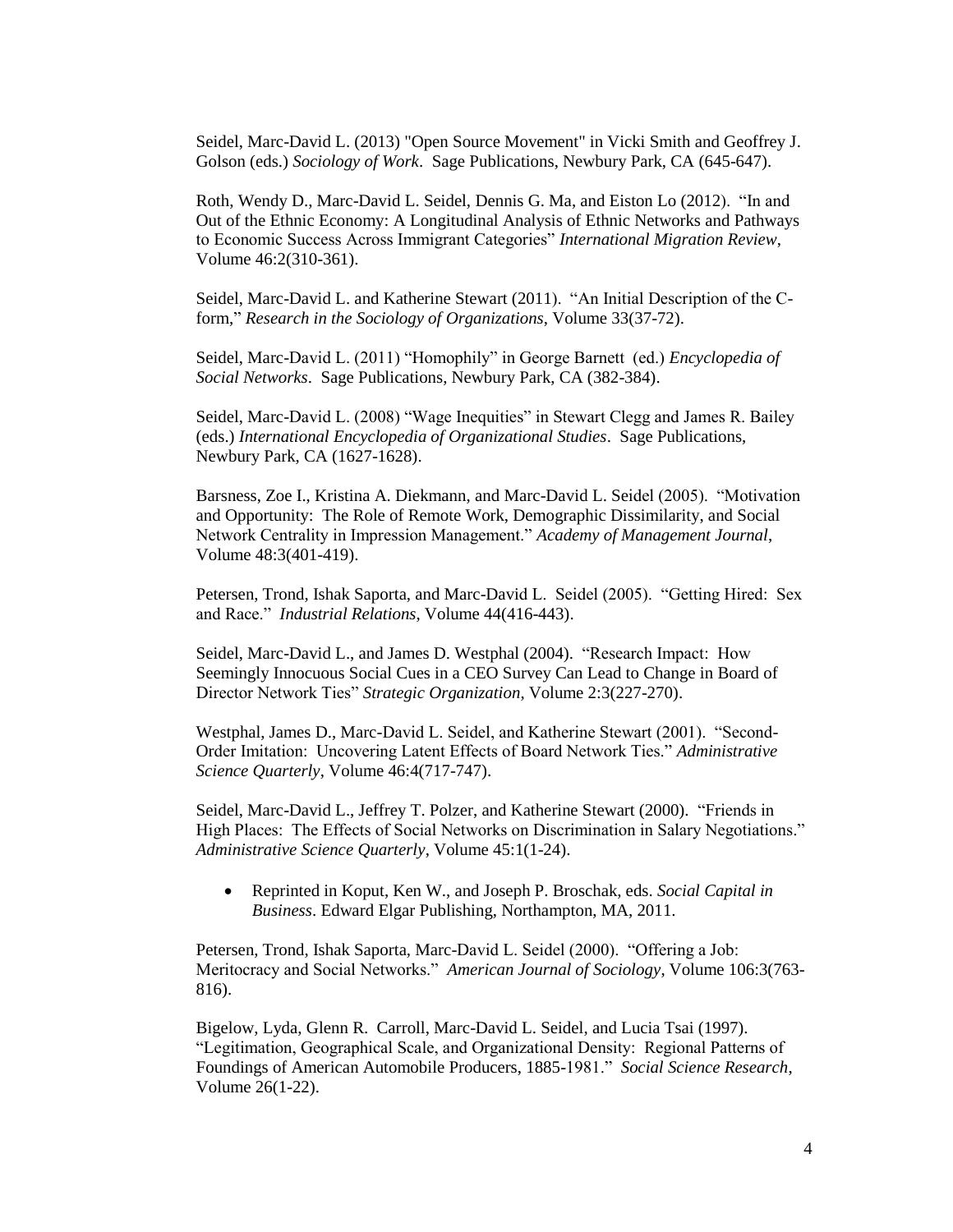Seidel, Marc-David L. (2013) "Open Source Movement" in Vicki Smith and Geoffrey J. Golson (eds.) *Sociology of Work*. Sage Publications, Newbury Park, CA (645-647).

Roth, Wendy D., Marc-David L. Seidel, Dennis G. Ma, and Eiston Lo (2012). "In and Out of the Ethnic Economy: A Longitudinal Analysis of Ethnic Networks and Pathways to Economic Success Across Immigrant Categories" *International Migration Review*, Volume 46:2(310-361).

Seidel, Marc-David L. and Katherine Stewart (2011). "An Initial Description of the C-form," *Research in the Sociology of Organizations*, Volume 33(37-72).

Seidel, Marc-David L. (2011) "Homophily" in George Barnett (ed.) *Encyclopedia of Social Networks*. Sage Publications, Newbury Park, CA (382-384).

Seidel, Marc-David L. (2008) "Wage Inequities" in Stewart Clegg and James R. Bailey (eds.) *International Encyclopedia of Organizational Studies*. Sage Publications, Newbury Park, CA (1627-1628).

Barsness, Zoe I., Kristina A. Diekmann, and Marc-David L. Seidel (2005). "Motivation and Opportunity: The Role of Remote Work, Demographic Dissimilarity, and Social Network Centrality in Impression Management." *Academy of Management Journal*, Volume 48:3(401-419).

Petersen, Trond, Ishak Saporta, and Marc-David L. Seidel (2005). "Getting Hired: Sex and Race." *Industrial Relations*, Volume 44(416-443).

Seidel, Marc-David L., and James D. Westphal (2004). "Research Impact: How Seemingly Innocuous Social Cues in a CEO Survey Can Lead to Change in Board of Director Network Ties" *Strategic Organization*, Volume 2:3(227-270).

Westphal, James D., Marc-David L. Seidel, and Katherine Stewart (2001). "Second-Order Imitation: Uncovering Latent Effects of Board Network Ties." *Administrative Science Quarterly*, Volume 46:4(717-747).

Seidel, Marc-David L., Jeffrey T. Polzer, and Katherine Stewart (2000). "Friends in High Places: The Effects of Social Networks on Discrimination in Salary Negotiations." *Administrative Science Quarterly*, Volume 45:1(1-24).

- Reprinted in Koput, Ken W., and Joseph P. Broschak, eds. *Social Capital in Business*. Edward Elgar Publishing, Northampton, MA, 2011.

Petersen, Trond, Ishak Saporta, Marc-David L. Seidel (2000). "Offering a Job: Meritocracy and Social Networks." *American Journal of Sociology*, Volume 106:3(763-816).

Bigelow, Lyda, Glenn R. Carroll, Marc-David L. Seidel, and Lucia Tsai (1997). "Legitimation, Geographical Scale, and Organizational Density: Regional Patterns of Foundings of American Automobile Producers, 1885-1981." *Social Science Research*, Volume 26(1-22).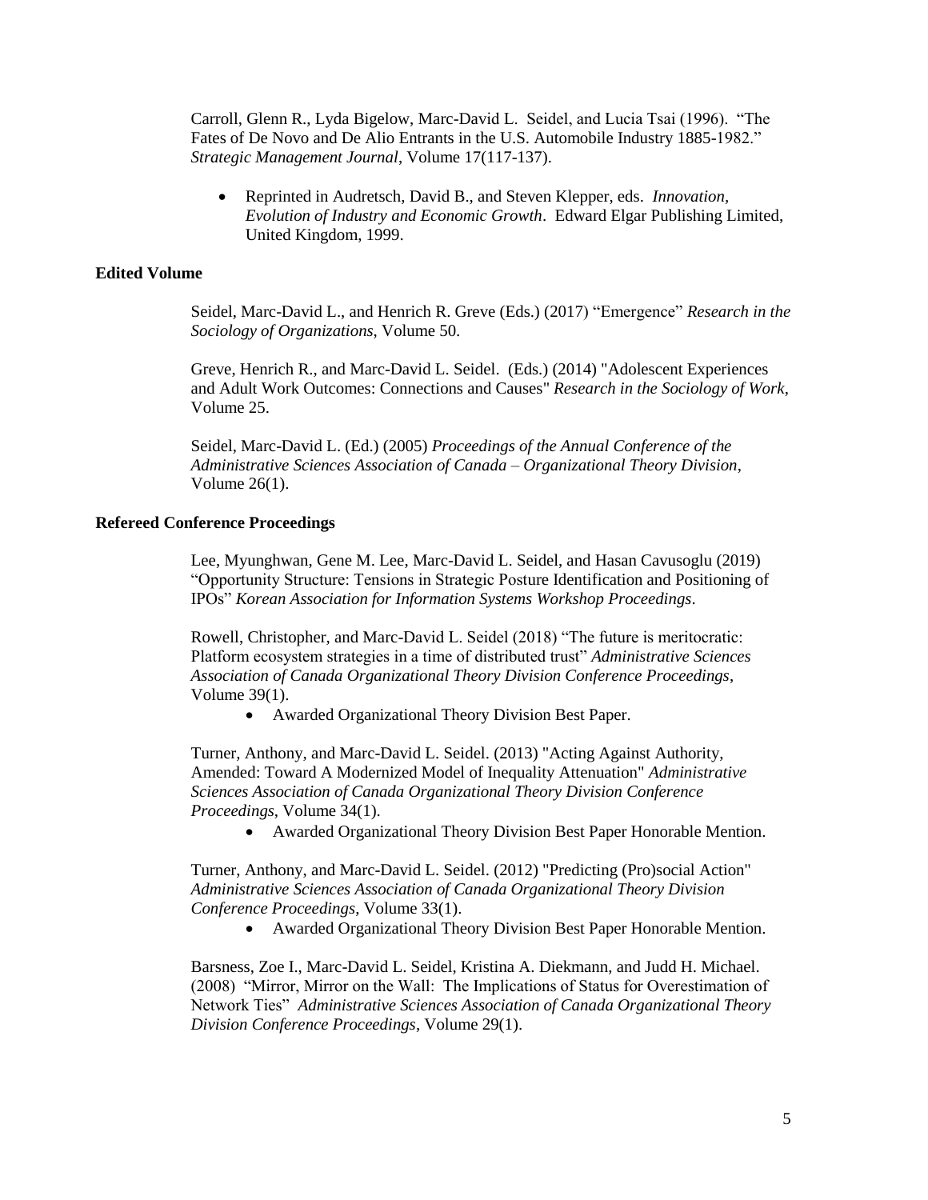Carroll, Glenn R., Lyda Bigelow, Marc-David L. Seidel, and Lucia Tsai (1996). "The Fates of De Novo and De Alio Entrants in the U.S. Automobile Industry 1885-1982." *Strategic Management Journal*, Volume 17(117-137).

- Reprinted in Audretsch, David B., and Steven Klepper, eds. *Innovation, Evolution of Industry and Economic Growth*. Edward Elgar Publishing Limited, United Kingdom, 1999.

### Edited Volume

Seidel, Marc-David L., and Henrich R. Greve (Eds.) (2017) "Emergence" *Research in the Sociology of Organizations*, Volume 50.

Greve, Henrich R., and Marc-David L. Seidel. (Eds.) (2014) "Adolescent Experiences and Adult Work Outcomes: Connections and Causes" *Research in the Sociology of Work*, Volume 25.

Seidel, Marc-David L. (Ed.) (2005) *Proceedings of the Annual Conference of the Administrative Sciences Association of Canada – Organizational Theory Division*, Volume 26(1).

### Refereed Conference Proceedings

Lee, Myunghwan, Gene M. Lee, Marc-David L. Seidel, and Hasan Cavusoglu (2019) "Opportunity Structure: Tensions in Strategic Posture Identification and Positioning of IPOs" *Korean Association for Information Systems Workshop Proceedings*.

Rowell, Christopher, and Marc-David L. Seidel (2018) "The future is meritocratic: Platform ecosystem strategies in a time of distributed trust" *Administrative Sciences Association of Canada Organizational Theory Division Conference Proceedings*, Volume 39(1).

- Awarded Organizational Theory Division Best Paper.

Turner, Anthony, and Marc-David L. Seidel. (2013) "Acting Against Authority, Amended: Toward A Modernized Model of Inequality Attenuation" *Administrative Sciences Association of Canada Organizational Theory Division Conference Proceedings*, Volume 34(1).

- Awarded Organizational Theory Division Best Paper Honorable Mention.

Turner, Anthony, and Marc-David L. Seidel. (2012) "Predicting (Pro)social Action" *Administrative Sciences Association of Canada Organizational Theory Division Conference Proceedings*, Volume 33(1).

- Awarded Organizational Theory Division Best Paper Honorable Mention.

Barsness, Zoe I., Marc-David L. Seidel, Kristina A. Diekmann, and Judd H. Michael. (2008) "Mirror, Mirror on the Wall: The Implications of Status for Overestimation of Network Ties" *Administrative Sciences Association of Canada Organizational Theory Division Conference Proceedings*, Volume 29(1).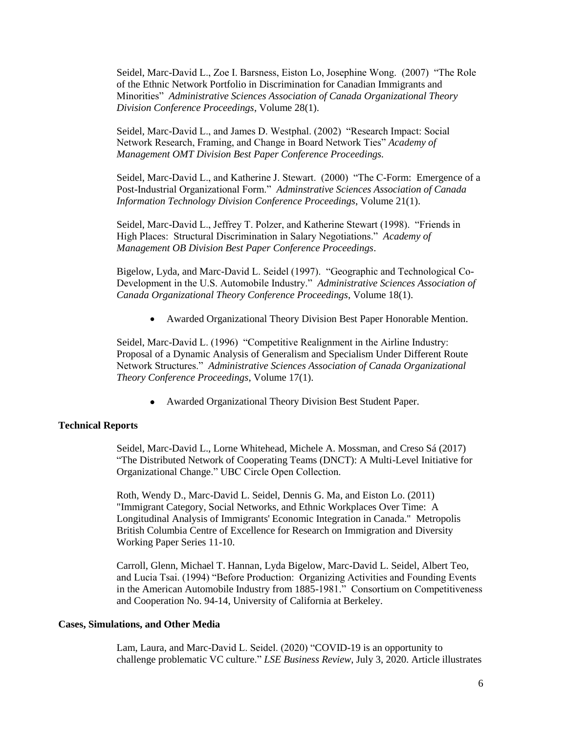Seidel, Marc-David L., Zoe I. Barsness, Eiston Lo, Josephine Wong. (2007) "The Role of the Ethnic Network Portfolio in Discrimination for Canadian Immigrants and Minorities" *Administrative Sciences Association of Canada Organizational Theory Division Conference Proceedings*, Volume 28(1).

Seidel, Marc-David L., and James D. Westphal. (2002) "Research Impact: Social Network Research, Framing, and Change in Board Network Ties" *Academy of Management OMT Division Best Paper Conference Proceedings.*

Seidel, Marc-David L., and Katherine J. Stewart. (2000) "The C-Form: Emergence of a Post-Industrial Organizational Form." *Adminstrative Sciences Association of Canada Information Technology Division Conference Proceedings*, Volume 21(1).

Seidel, Marc-David L., Jeffrey T. Polzer, and Katherine Stewart (1998). "Friends in High Places: Structural Discrimination in Salary Negotiations." *Academy of Management OB Division Best Paper Conference Proceedings*.

Bigelow, Lyda, and Marc-David L. Seidel (1997). "Geographic and Technological Co-Development in the U.S. Automobile Industry." *Administrative Sciences Association of Canada Organizational Theory Conference Proceedings*, Volume 18(1).

- Awarded Organizational Theory Division Best Paper Honorable Mention.

Seidel, Marc-David L. (1996) "Competitive Realignment in the Airline Industry: Proposal of a Dynamic Analysis of Generalism and Specialism Under Different Route Network Structures." *Administrative Sciences Association of Canada Organizational Theory Conference Proceedings*, Volume 17(1).

- Awarded Organizational Theory Division Best Student Paper.

**Technical Reports**

Seidel, Marc-David L., Lorne Whitehead, Michele A. Mossman, and Creso Sá (2017) "The Distributed Network of Cooperating Teams (DNCT): A Multi-Level Initiative for Organizational Change." UBC Circle Open Collection.

Roth, Wendy D., Marc-David L. Seidel, Dennis G. Ma, and Eiston Lo. (2011) "Immigrant Category, Social Networks, and Ethnic Workplaces Over Time: A Longitudinal Analysis of Immigrants' Economic Integration in Canada." Metropolis British Columbia Centre of Excellence for Research on Immigration and Diversity Working Paper Series 11-10.

Carroll, Glenn, Michael T. Hannan, Lyda Bigelow, Marc-David L. Seidel, Albert Teo, and Lucia Tsai. (1994) "Before Production: Organizing Activities and Founding Events in the American Automobile Industry from 1885-1981." Consortium on Competitiveness and Cooperation No. 94-14, University of California at Berkeley.

**Cases, Simulations, and Other Media**

Lam, Laura, and Marc-David L. Seidel. (2020) "COVID-19 is an opportunity to challenge problematic VC culture." *LSE Business Review*, July 3, 2020. Article illustrates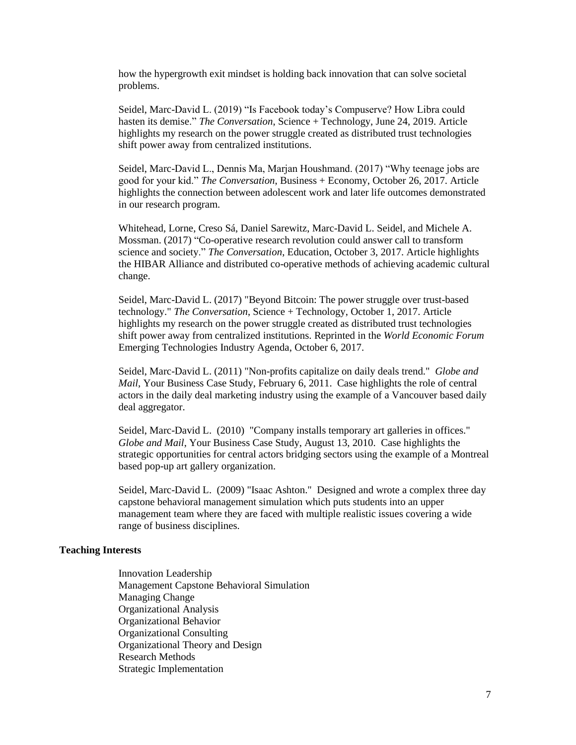how the hypergrowth exit mindset is holding back innovation that can solve societal problems.

Seidel, Marc-David L. (2019) "Is Facebook today's Compuserve? How Libra could hasten its demise." *The Conversation*, Science + Technology, June 24, 2019. Article highlights my research on the power struggle created as distributed trust technologies shift power away from centralized institutions.

Seidel, Marc-David L., Dennis Ma, Marjan Houshmand. (2017) "Why teenage jobs are good for your kid." *The Conversation*, Business + Economy, October 26, 2017. Article highlights the connection between adolescent work and later life outcomes demonstrated in our research program.

Whitehead, Lorne, Creso Sá, Daniel Sarewitz, Marc-David L. Seidel, and Michele A. Mossman. (2017) "Co-operative research revolution could answer call to transform science and society." *The Conversation*, Education, October 3, 2017. Article highlights the HIBAR Alliance and distributed co-operative methods of achieving academic cultural change.

Seidel, Marc-David L. (2017) "Beyond Bitcoin: The power struggle over trust-based technology." *The Conversation*, Science + Technology, October 1, 2017. Article highlights my research on the power struggle created as distributed trust technologies shift power away from centralized institutions. Reprinted in the *World Economic Forum* Emerging Technologies Industry Agenda, October 6, 2017.

Seidel, Marc-David L. (2011) "Non-profits capitalize on daily deals trend." *Globe and Mail*, Your Business Case Study, February 6, 2011. Case highlights the role of central actors in the daily deal marketing industry using the example of a Vancouver based daily deal aggregator.

Seidel, Marc-David L. (2010) "Company installs temporary art galleries in offices." *Globe and Mail*, Your Business Case Study, August 13, 2010. Case highlights the strategic opportunities for central actors bridging sectors using the example of a Montreal based pop-up art gallery organization.

Seidel, Marc-David L. (2009) "Isaac Ashton." Designed and wrote a complex three day capstone behavioral management simulation which puts students into an upper management team where they are faced with multiple realistic issues covering a wide range of business disciplines.

**Teaching Interests**

Innovation Leadership
Management Capstone Behavioral Simulation
Managing Change
Organizational Analysis
Organizational Behavior
Organizational Consulting
Organizational Theory and Design
Research Methods
Strategic Implementation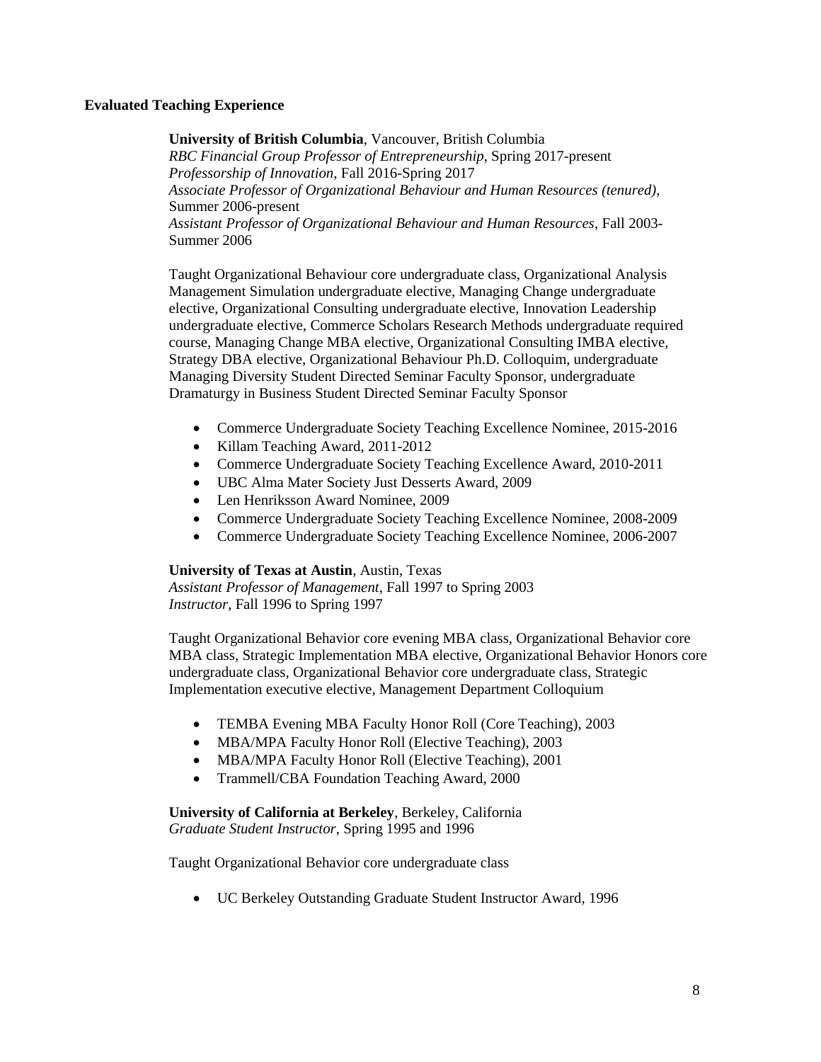**Evaluated Teaching Experience**

**University of British Columbia**, Vancouver, British Columbia
*RBC Financial Group Professor of Entrepreneurship*, Spring 2017-present
*Professorship of Innovation*, Fall 2016-Spring 2017
*Associate Professor of Organizational Behaviour and Human Resources (tenured)*, Summer 2006-present
*Assistant Professor of Organizational Behaviour and Human Resources*, Fall 2003-Summer 2006

Taught Organizational Behaviour core undergraduate class, Organizational Analysis Management Simulation undergraduate elective, Managing Change undergraduate elective, Organizational Consulting undergraduate elective, Innovation Leadership undergraduate elective, Commerce Scholars Research Methods undergraduate required course, Managing Change MBA elective, Organizational Consulting IMBA elective, Strategy DBA elective, Organizational Behaviour Ph.D. Colloquim, undergraduate Managing Diversity Student Directed Seminar Faculty Sponsor, undergraduate Dramaturgy in Business Student Directed Seminar Faculty Sponsor

- Commerce Undergraduate Society Teaching Excellence Nominee, 2015-2016
- Killam Teaching Award, 2011-2012
- Commerce Undergraduate Society Teaching Excellence Award, 2010-2011
- UBC Alma Mater Society Just Desserts Award, 2009
- Len Henriksson Award Nominee, 2009
- Commerce Undergraduate Society Teaching Excellence Nominee, 2008-2009
- Commerce Undergraduate Society Teaching Excellence Nominee, 2006-2007

**University of Texas at Austin**, Austin, Texas
*Assistant Professor of Management*, Fall 1997 to Spring 2003
*Instructor*, Fall 1996 to Spring 1997

Taught Organizational Behavior core evening MBA class, Organizational Behavior core MBA class, Strategic Implementation MBA elective, Organizational Behavior Honors core undergraduate class, Organizational Behavior core undergraduate class, Strategic Implementation executive elective, Management Department Colloquium

- TEMBA Evening MBA Faculty Honor Roll (Core Teaching), 2003
- MBA/MPA Faculty Honor Roll (Elective Teaching), 2003
- MBA/MPA Faculty Honor Roll (Elective Teaching), 2001
- Trammell/CBA Foundation Teaching Award, 2000

**University of California at Berkeley**, Berkeley, California
*Graduate Student Instructor*, Spring 1995 and 1996

Taught Organizational Behavior core undergraduate class

- UC Berkeley Outstanding Graduate Student Instructor Award, 1996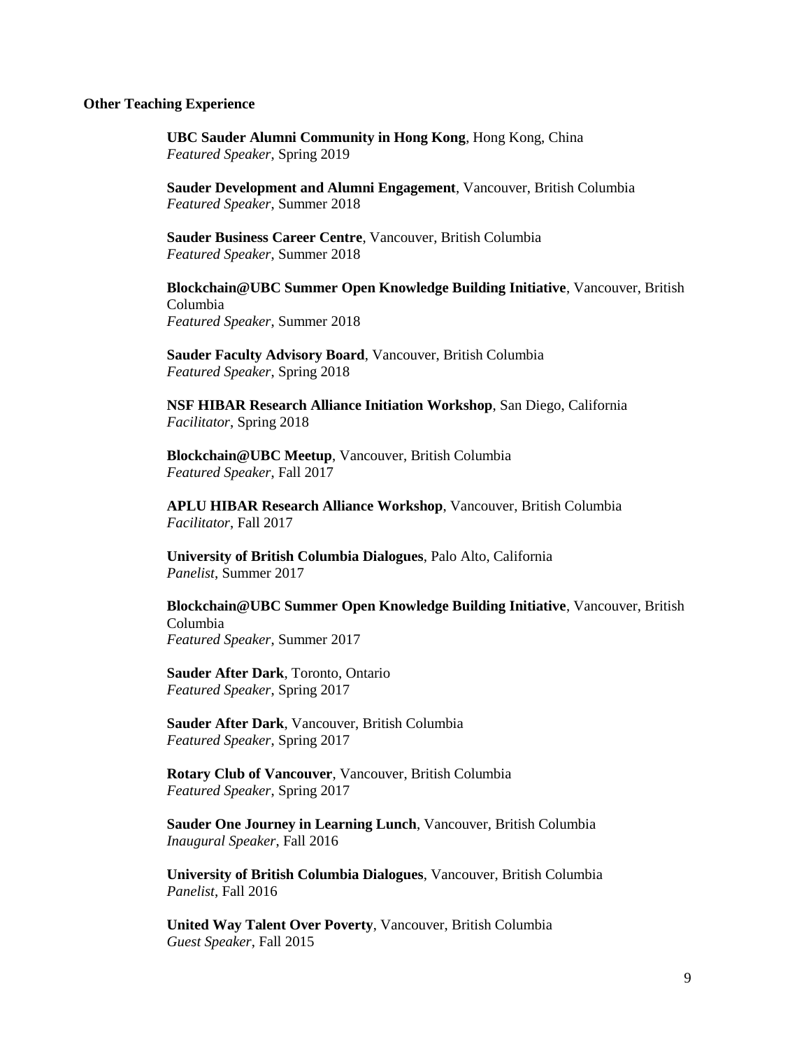**Other Teaching Experience**

**UBC Sauder Alumni Community in Hong Kong**, Hong Kong, China
*Featured Speaker*, Spring 2019

**Sauder Development and Alumni Engagement**, Vancouver, British Columbia
*Featured Speaker*, Summer 2018

**Sauder Business Career Centre**, Vancouver, British Columbia
*Featured Speaker*, Summer 2018

**Blockchain@UBC Summer Open Knowledge Building Initiative**, Vancouver, British Columbia
*Featured Speaker*, Summer 2018

**Sauder Faculty Advisory Board**, Vancouver, British Columbia
*Featured Speaker*, Spring 2018

**NSF HIBAR Research Alliance Initiation Workshop**, San Diego, California
*Facilitator*, Spring 2018

**Blockchain@UBC Meetup**, Vancouver, British Columbia
*Featured Speaker*, Fall 2017

**APLU HIBAR Research Alliance Workshop**, Vancouver, British Columbia
*Facilitator*, Fall 2017

**University of British Columbia Dialogues**, Palo Alto, California
*Panelist*, Summer 2017

**Blockchain@UBC Summer Open Knowledge Building Initiative**, Vancouver, British Columbia
*Featured Speaker*, Summer 2017

**Sauder After Dark**, Toronto, Ontario
*Featured Speaker*, Spring 2017

**Sauder After Dark**, Vancouver, British Columbia
*Featured Speaker*, Spring 2017

**Rotary Club of Vancouver**, Vancouver, British Columbia
*Featured Speaker*, Spring 2017

**Sauder One Journey in Learning Lunch**, Vancouver, British Columbia
*Inaugural Speaker*, Fall 2016

**University of British Columbia Dialogues**, Vancouver, British Columbia
*Panelist*, Fall 2016

**United Way Talent Over Poverty**, Vancouver, British Columbia
*Guest Speaker*, Fall 2015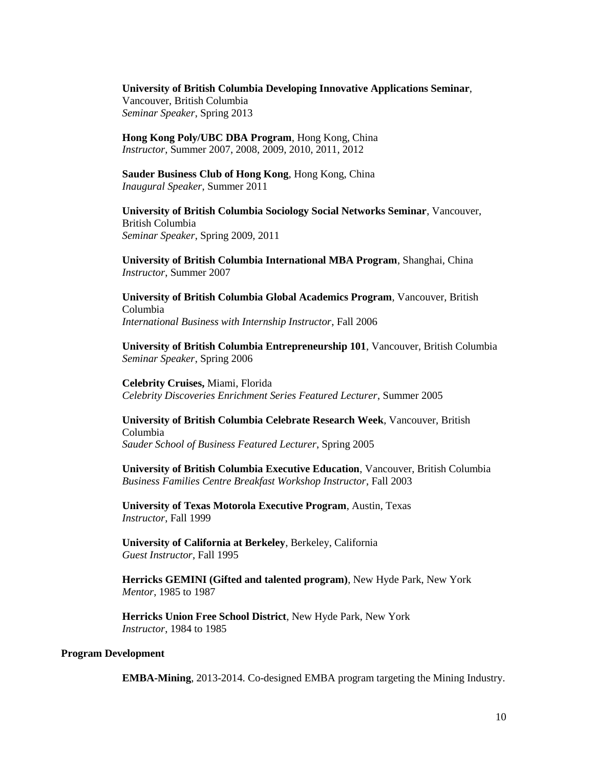**University of British Columbia Developing Innovative Applications Seminar**, Vancouver, British Columbia
*Seminar Speaker*, Spring 2013

**Hong Kong Poly/UBC DBA Program**, Hong Kong, China
*Instructor*, Summer 2007, 2008, 2009, 2010, 2011, 2012

**Sauder Business Club of Hong Kong**, Hong Kong, China
*Inaugural Speaker*, Summer 2011

**University of British Columbia Sociology Social Networks Seminar**, Vancouver, British Columbia
*Seminar Speaker*, Spring 2009, 2011

**University of British Columbia International MBA Program**, Shanghai, China
*Instructor*, Summer 2007

**University of British Columbia Global Academics Program**, Vancouver, British Columbia
*International Business with Internship Instructor*, Fall 2006

**University of British Columbia Entrepreneurship 101**, Vancouver, British Columbia
*Seminar Speaker*, Spring 2006

**Celebrity Cruises,** Miami, Florida
*Celebrity Discoveries Enrichment Series Featured Lecturer*, Summer 2005

**University of British Columbia Celebrate Research Week**, Vancouver, British Columbia
*Sauder School of Business Featured Lecturer*, Spring 2005

**University of British Columbia Executive Education**, Vancouver, British Columbia
*Business Families Centre Breakfast Workshop Instructor*, Fall 2003

**University of Texas Motorola Executive Program**, Austin, Texas
*Instructor*, Fall 1999

**University of California at Berkeley**, Berkeley, California
*Guest Instructor*, Fall 1995

**Herricks GEMINI (Gifted and talented program)**, New Hyde Park, New York
*Mentor*, 1985 to 1987

**Herricks Union Free School District**, New Hyde Park, New York
*Instructor*, 1984 to 1985

**Program Development**

**EMBA-Mining**, 2013-2014. Co-designed EMBA program targeting the Mining Industry.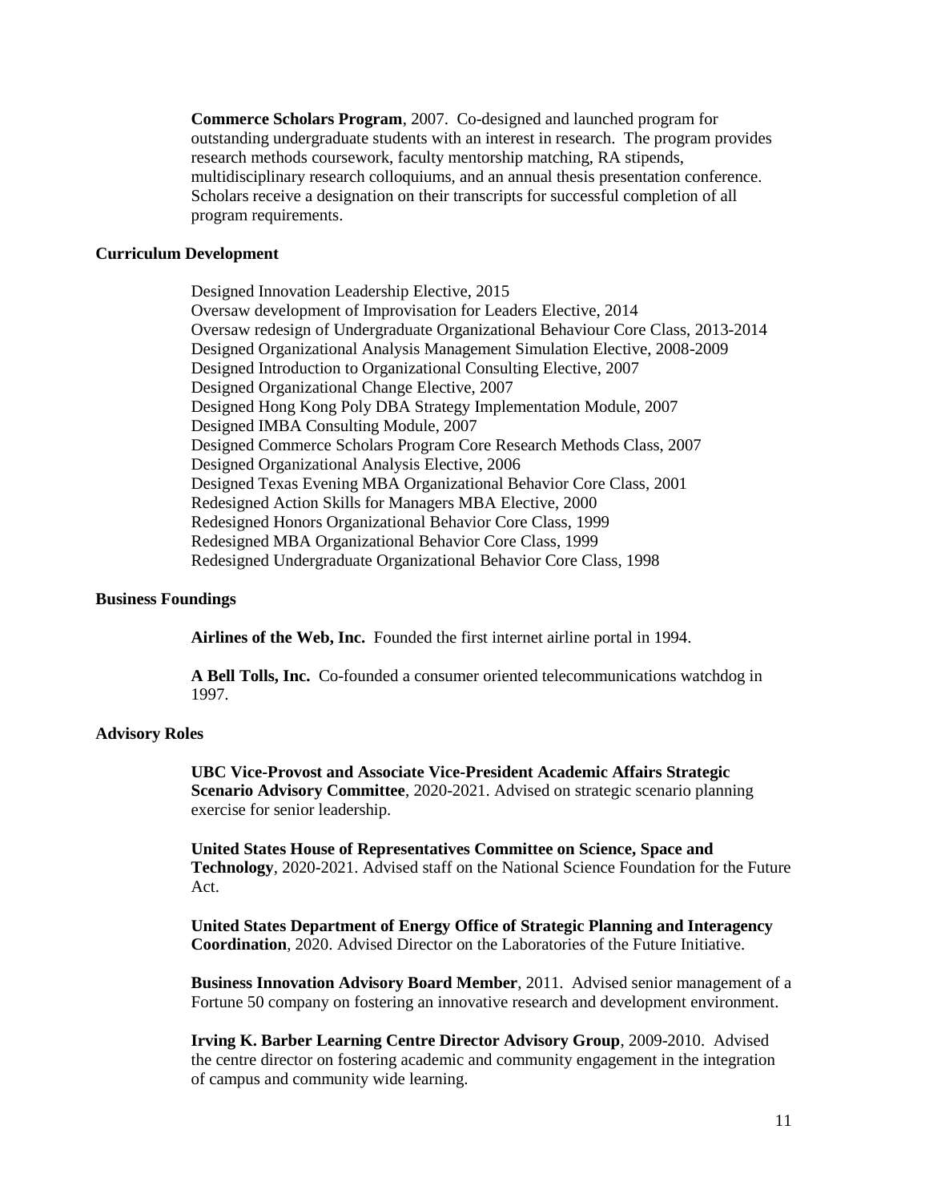**Commerce Scholars Program**, 2007. Co-designed and launched program for outstanding undergraduate students with an interest in research. The program provides research methods coursework, faculty mentorship matching, RA stipends, multidisciplinary research colloquiums, and an annual thesis presentation conference. Scholars receive a designation on their transcripts for successful completion of all program requirements.

### Curriculum Development

Designed Innovation Leadership Elective, 2015
Oversaw development of Improvisation for Leaders Elective, 2014
Oversaw redesign of Undergraduate Organizational Behaviour Core Class, 2013-2014
Designed Organizational Analysis Management Simulation Elective, 2008-2009
Designed Introduction to Organizational Consulting Elective, 2007
Designed Organizational Change Elective, 2007
Designed Hong Kong Poly DBA Strategy Implementation Module, 2007
Designed IMBA Consulting Module, 2007
Designed Commerce Scholars Program Core Research Methods Class, 2007
Designed Organizational Analysis Elective, 2006
Designed Texas Evening MBA Organizational Behavior Core Class, 2001
Redesigned Action Skills for Managers MBA Elective, 2000
Redesigned Honors Organizational Behavior Core Class, 1999
Redesigned MBA Organizational Behavior Core Class, 1999
Redesigned Undergraduate Organizational Behavior Core Class, 1998

### Business Foundings

**Airlines of the Web, Inc.** Founded the first internet airline portal in 1994.

**A Bell Tolls, Inc.** Co-founded a consumer oriented telecommunications watchdog in 1997.

### Advisory Roles

**UBC Vice-Provost and Associate Vice-President Academic Affairs Strategic Scenario Advisory Committee**, 2020-2021. Advised on strategic scenario planning exercise for senior leadership.

**United States House of Representatives Committee on Science, Space and Technology**, 2020-2021. Advised staff on the National Science Foundation for the Future Act.

**United States Department of Energy Office of Strategic Planning and Interagency Coordination**, 2020. Advised Director on the Laboratories of the Future Initiative.

**Business Innovation Advisory Board Member**, 2011. Advised senior management of a Fortune 50 company on fostering an innovative research and development environment.

**Irving K. Barber Learning Centre Director Advisory Group**, 2009-2010. Advised the centre director on fostering academic and community engagement in the integration of campus and community wide learning.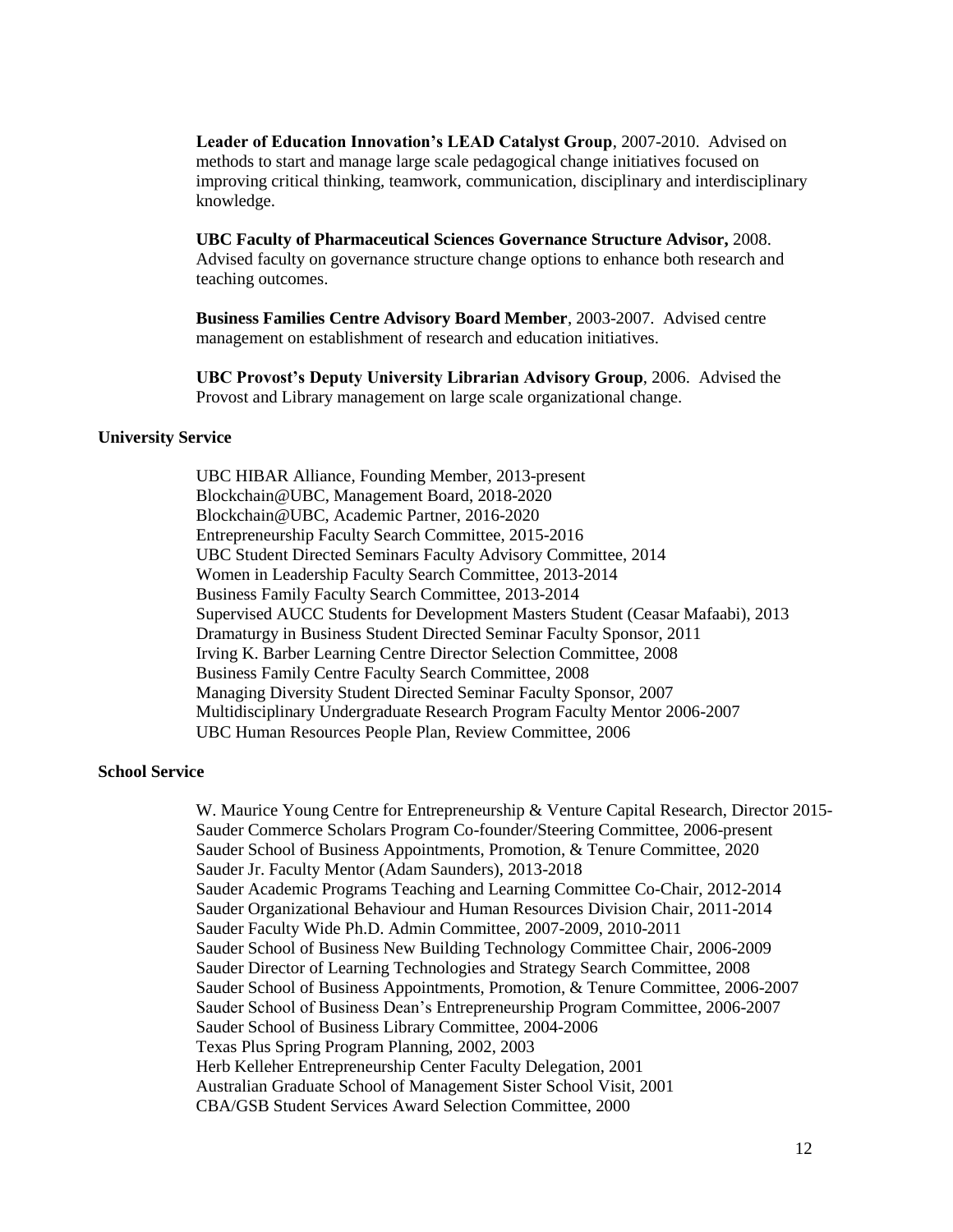**Leader of Education Innovation's LEAD Catalyst Group**, 2007-2010. Advised on methods to start and manage large scale pedagogical change initiatives focused on improving critical thinking, teamwork, communication, disciplinary and interdisciplinary knowledge.

**UBC Faculty of Pharmaceutical Sciences Governance Structure Advisor,** 2008. Advised faculty on governance structure change options to enhance both research and teaching outcomes.

**Business Families Centre Advisory Board Member**, 2003-2007. Advised centre management on establishment of research and education initiatives.

**UBC Provost's Deputy University Librarian Advisory Group**, 2006. Advised the Provost and Library management on large scale organizational change.

### University Service

UBC HIBAR Alliance, Founding Member, 2013-present
Blockchain@UBC, Management Board, 2018-2020
Blockchain@UBC, Academic Partner, 2016-2020
Entrepreneurship Faculty Search Committee, 2015-2016
UBC Student Directed Seminars Faculty Advisory Committee, 2014
Women in Leadership Faculty Search Committee, 2013-2014
Business Family Faculty Search Committee, 2013-2014
Supervised AUCC Students for Development Masters Student (Ceasar Mafaabi), 2013
Dramaturgy in Business Student Directed Seminar Faculty Sponsor, 2011
Irving K. Barber Learning Centre Director Selection Committee, 2008
Business Family Centre Faculty Search Committee, 2008
Managing Diversity Student Directed Seminar Faculty Sponsor, 2007
Multidisciplinary Undergraduate Research Program Faculty Mentor 2006-2007
UBC Human Resources People Plan, Review Committee, 2006

### School Service

W. Maurice Young Centre for Entrepreneurship & Venture Capital Research, Director 2015-
Sauder Commerce Scholars Program Co-founder/Steering Committee, 2006-present
Sauder School of Business Appointments, Promotion, & Tenure Committee, 2020
Sauder Jr. Faculty Mentor (Adam Saunders), 2013-2018
Sauder Academic Programs Teaching and Learning Committee Co-Chair, 2012-2014
Sauder Organizational Behaviour and Human Resources Division Chair, 2011-2014
Sauder Faculty Wide Ph.D. Admin Committee, 2007-2009, 2010-2011
Sauder School of Business New Building Technology Committee Chair, 2006-2009
Sauder Director of Learning Technologies and Strategy Search Committee, 2008
Sauder School of Business Appointments, Promotion, & Tenure Committee, 2006-2007
Sauder School of Business Dean's Entrepreneurship Program Committee, 2006-2007
Sauder School of Business Library Committee, 2004-2006
Texas Plus Spring Program Planning, 2002, 2003
Herb Kelleher Entrepreneurship Center Faculty Delegation, 2001
Australian Graduate School of Management Sister School Visit, 2001
CBA/GSB Student Services Award Selection Committee, 2000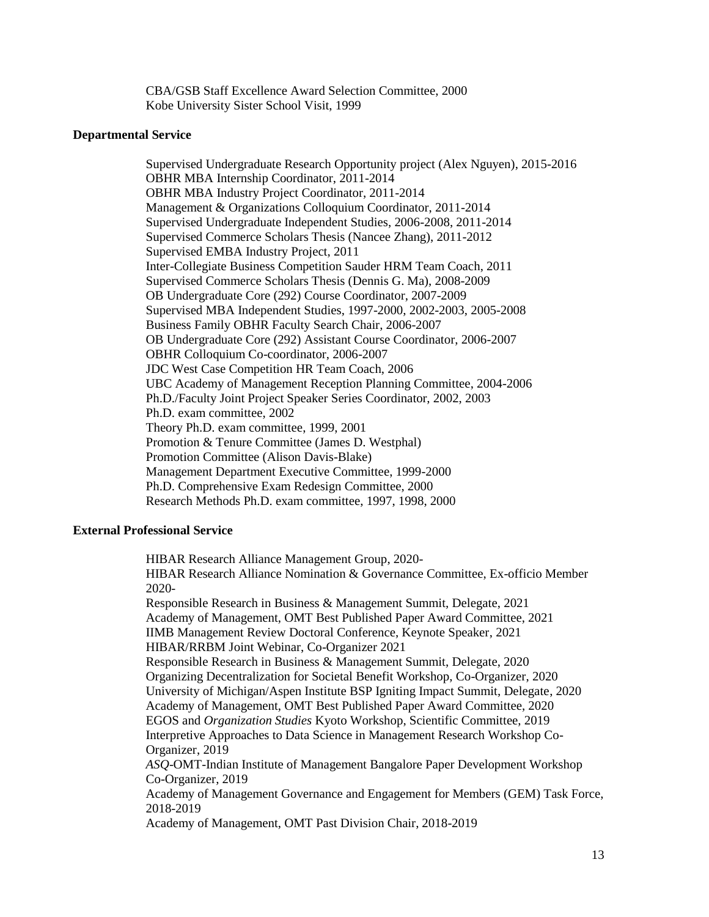CBA/GSB Staff Excellence Award Selection Committee, 2000
Kobe University Sister School Visit, 1999

**Departmental Service**

Supervised Undergraduate Research Opportunity project (Alex Nguyen), 2015-2016
OBHR MBA Internship Coordinator, 2011-2014
OBHR MBA Industry Project Coordinator, 2011-2014
Management & Organizations Colloquium Coordinator, 2011-2014
Supervised Undergraduate Independent Studies, 2006-2008, 2011-2014
Supervised Commerce Scholars Thesis (Nancee Zhang), 2011-2012
Supervised EMBA Industry Project, 2011
Inter-Collegiate Business Competition Sauder HRM Team Coach, 2011
Supervised Commerce Scholars Thesis (Dennis G. Ma), 2008-2009
OB Undergraduate Core (292) Course Coordinator, 2007-2009
Supervised MBA Independent Studies, 1997-2000, 2002-2003, 2005-2008
Business Family OBHR Faculty Search Chair, 2006-2007
OB Undergraduate Core (292) Assistant Course Coordinator, 2006-2007
OBHR Colloquium Co-coordinator, 2006-2007
JDC West Case Competition HR Team Coach, 2006
UBC Academy of Management Reception Planning Committee, 2004-2006
Ph.D./Faculty Joint Project Speaker Series Coordinator, 2002, 2003
Ph.D. exam committee, 2002
Theory Ph.D. exam committee, 1999, 2001
Promotion & Tenure Committee (James D. Westphal)
Promotion Committee (Alison Davis-Blake)
Management Department Executive Committee, 1999-2000
Ph.D. Comprehensive Exam Redesign Committee, 2000
Research Methods Ph.D. exam committee, 1997, 1998, 2000

**External Professional Service**

HIBAR Research Alliance Management Group, 2020-
HIBAR Research Alliance Nomination & Governance Committee, Ex-officio Member 2020-
Responsible Research in Business & Management Summit, Delegate, 2021
Academy of Management, OMT Best Published Paper Award Committee, 2021
IIMB Management Review Doctoral Conference, Keynote Speaker, 2021
HIBAR/RRBM Joint Webinar, Co-Organizer 2021
Responsible Research in Business & Management Summit, Delegate, 2020
Organizing Decentralization for Societal Benefit Workshop, Co-Organizer, 2020
University of Michigan/Aspen Institute BSP Igniting Impact Summit, Delegate, 2020
Academy of Management, OMT Best Published Paper Award Committee, 2020
EGOS and *Organization Studies* Kyoto Workshop, Scientific Committee, 2019
Interpretive Approaches to Data Science in Management Research Workshop Co-Organizer, 2019
*ASQ*-OMT-Indian Institute of Management Bangalore Paper Development Workshop Co-Organizer, 2019
Academy of Management Governance and Engagement for Members (GEM) Task Force, 2018-2019
Academy of Management, OMT Past Division Chair, 2018-2019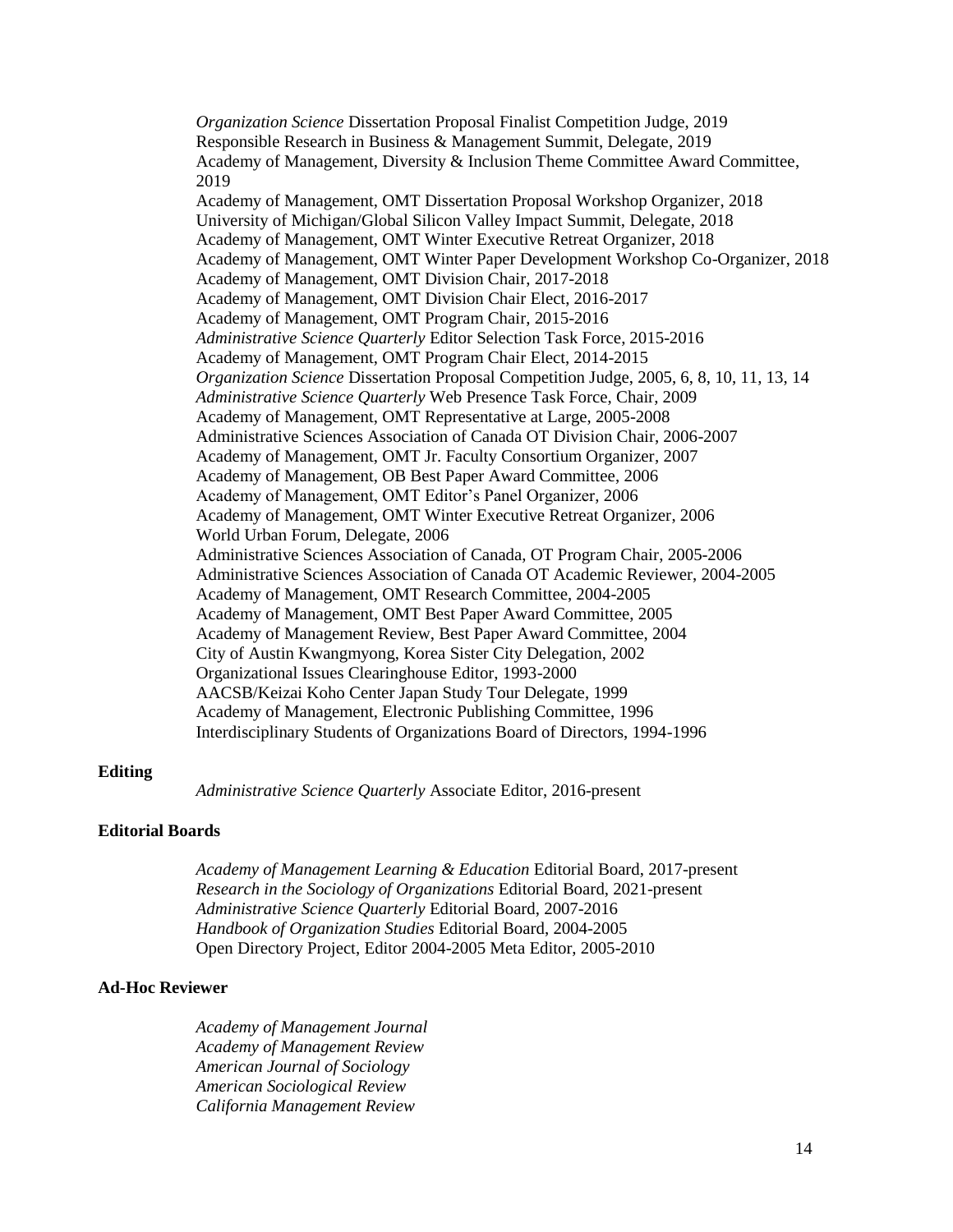*Organization Science* Dissertation Proposal Finalist Competition Judge, 2019
Responsible Research in Business & Management Summit, Delegate, 2019
Academy of Management, Diversity & Inclusion Theme Committee Award Committee, 2019
Academy of Management, OMT Dissertation Proposal Workshop Organizer, 2018
University of Michigan/Global Silicon Valley Impact Summit, Delegate, 2018
Academy of Management, OMT Winter Executive Retreat Organizer, 2018
Academy of Management, OMT Winter Paper Development Workshop Co-Organizer, 2018
Academy of Management, OMT Division Chair, 2017-2018
Academy of Management, OMT Division Chair Elect, 2016-2017
Academy of Management, OMT Program Chair, 2015-2016
*Administrative Science Quarterly* Editor Selection Task Force, 2015-2016
Academy of Management, OMT Program Chair Elect, 2014-2015
*Organization Science* Dissertation Proposal Competition Judge, 2005, 6, 8, 10, 11, 13, 14
*Administrative Science Quarterly* Web Presence Task Force, Chair, 2009
Academy of Management, OMT Representative at Large, 2005-2008
Administrative Sciences Association of Canada OT Division Chair, 2006-2007
Academy of Management, OMT Jr. Faculty Consortium Organizer, 2007
Academy of Management, OB Best Paper Award Committee, 2006
Academy of Management, OMT Editor's Panel Organizer, 2006
Academy of Management, OMT Winter Executive Retreat Organizer, 2006
World Urban Forum, Delegate, 2006
Administrative Sciences Association of Canada, OT Program Chair, 2005-2006
Administrative Sciences Association of Canada OT Academic Reviewer, 2004-2005
Academy of Management, OMT Research Committee, 2004-2005
Academy of Management, OMT Best Paper Award Committee, 2005
Academy of Management Review, Best Paper Award Committee, 2004
City of Austin Kwangmyong, Korea Sister City Delegation, 2002
Organizational Issues Clearinghouse Editor, 1993-2000
AACSB/Keizai Koho Center Japan Study Tour Delegate, 1999
Academy of Management, Electronic Publishing Committee, 1996
Interdisciplinary Students of Organizations Board of Directors, 1994-1996

**Editing**

*Administrative Science Quarterly* Associate Editor, 2016-present

**Editorial Boards**

*Academy of Management Learning & Education* Editorial Board, 2017-present
*Research in the Sociology of Organizations* Editorial Board, 2021-present
*Administrative Science Quarterly* Editorial Board, 2007-2016
*Handbook of Organization Studies* Editorial Board, 2004-2005
Open Directory Project, Editor 2004-2005 Meta Editor, 2005-2010

**Ad-Hoc Reviewer**

*Academy of Management Journal*
*Academy of Management Review*
*American Journal of Sociology*
*American Sociological Review*
*California Management Review*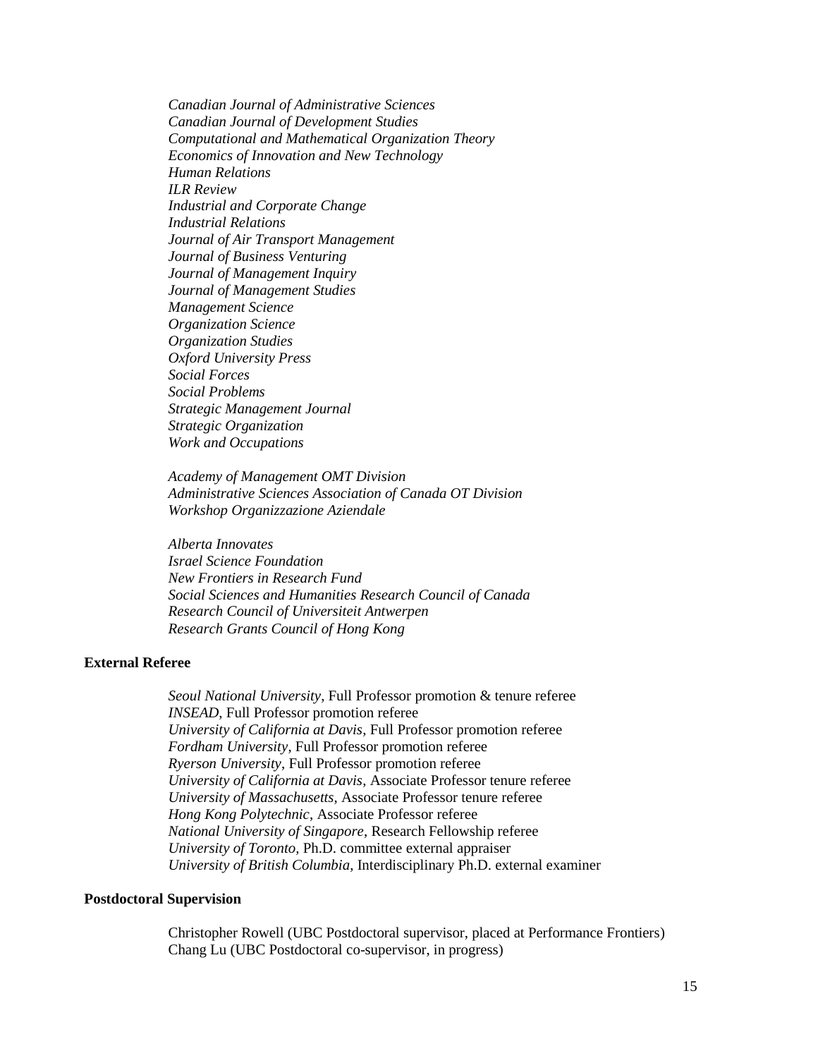*Canadian Journal of Administrative Sciences*
*Canadian Journal of Development Studies*
*Computational and Mathematical Organization Theory*
*Economics of Innovation and New Technology*
*Human Relations*
*ILR Review*
*Industrial and Corporate Change*
*Industrial Relations*
*Journal of Air Transport Management*
*Journal of Business Venturing*
*Journal of Management Inquiry*
*Journal of Management Studies*
*Management Science*
*Organization Science*
*Organization Studies*
*Oxford University Press*
*Social Forces*
*Social Problems*
*Strategic Management Journal*
*Strategic Organization*
*Work and Occupations*

*Academy of Management OMT Division*
*Administrative Sciences Association of Canada OT Division*
*Workshop Organizzazione Aziendale*

*Alberta Innovates*
*Israel Science Foundation*
*New Frontiers in Research Fund*
*Social Sciences and Humanities Research Council of Canada*
*Research Council of Universiteit Antwerpen*
*Research Grants Council of Hong Kong*

**External Referee**

*Seoul National University*, Full Professor promotion & tenure referee
*INSEAD*, Full Professor promotion referee
*University of California at Davis*, Full Professor promotion referee
*Fordham University*, Full Professor promotion referee
*Ryerson University*, Full Professor promotion referee
*University of California at Davis*, Associate Professor tenure referee
*University of Massachusetts*, Associate Professor tenure referee
*Hong Kong Polytechnic*, Associate Professor referee
*National University of Singapore*, Research Fellowship referee
*University of Toronto*, Ph.D. committee external appraiser
*University of British Columbia*, Interdisciplinary Ph.D. external examiner

**Postdoctoral Supervision**

Christopher Rowell (UBC Postdoctoral supervisor, placed at Performance Frontiers)
Chang Lu (UBC Postdoctoral co-supervisor, in progress)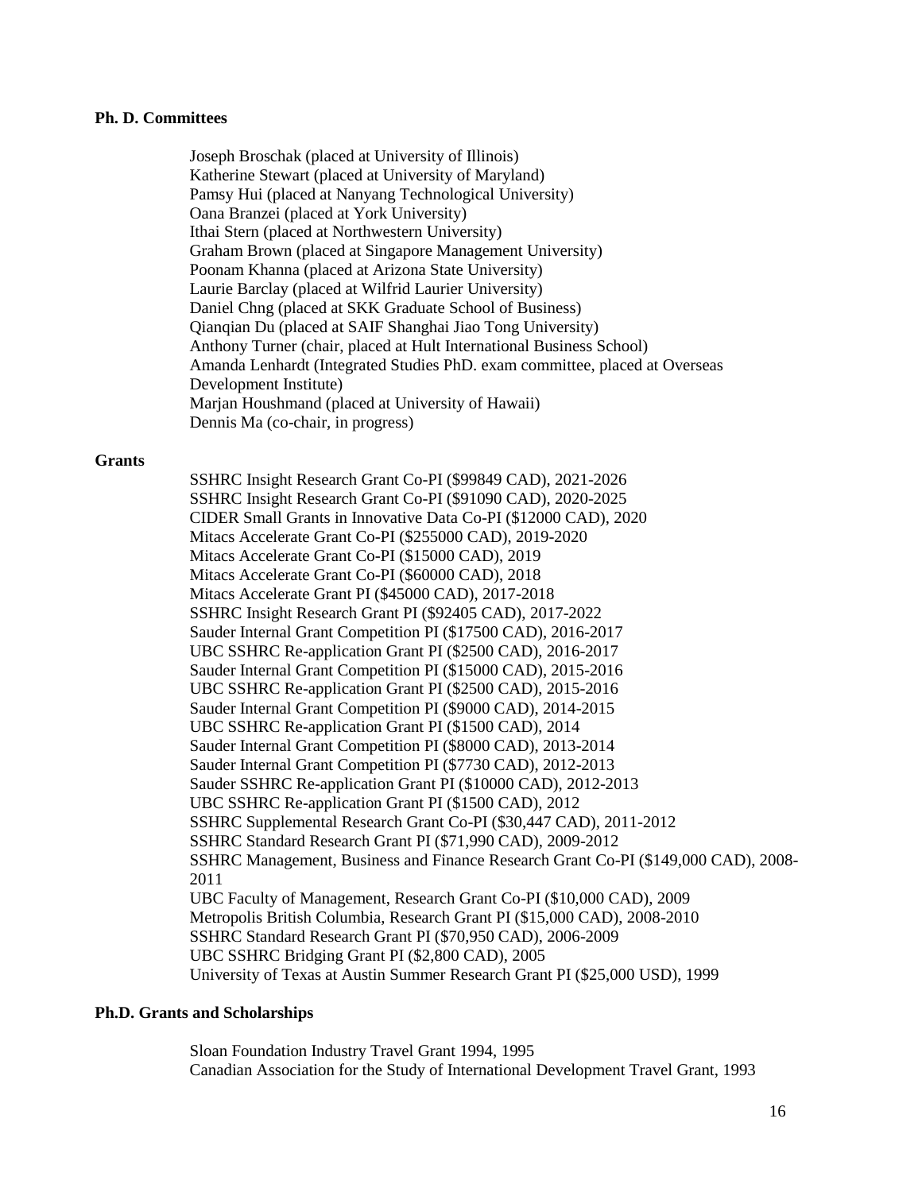**Ph. D. Committees**

Joseph Broschak (placed at University of Illinois)
Katherine Stewart (placed at University of Maryland)
Pamsy Hui (placed at Nanyang Technological University)
Oana Branzei (placed at York University)
Ithai Stern (placed at Northwestern University)
Graham Brown (placed at Singapore Management University)
Poonam Khanna (placed at Arizona State University)
Laurie Barclay (placed at Wilfrid Laurier University)
Daniel Chng (placed at SKK Graduate School of Business)
Qianqian Du (placed at SAIF Shanghai Jiao Tong University)
Anthony Turner (chair, placed at Hult International Business School)
Amanda Lenhardt (Integrated Studies PhD. exam committee, placed at Overseas Development Institute)
Marjan Houshmand (placed at University of Hawaii)
Dennis Ma (co-chair, in progress)

**Grants**

SSHRC Insight Research Grant Co-PI ($99849 CAD), 2021-2026
SSHRC Insight Research Grant Co-PI ($91090 CAD), 2020-2025
CIDER Small Grants in Innovative Data Co-PI ($12000 CAD), 2020
Mitacs Accelerate Grant Co-PI ($255000 CAD), 2019-2020
Mitacs Accelerate Grant Co-PI ($15000 CAD), 2019
Mitacs Accelerate Grant Co-PI ($60000 CAD), 2018
Mitacs Accelerate Grant PI ($45000 CAD), 2017-2018
SSHRC Insight Research Grant PI ($92405 CAD), 2017-2022
Sauder Internal Grant Competition PI ($17500 CAD), 2016-2017
UBC SSHRC Re-application Grant PI ($2500 CAD), 2016-2017
Sauder Internal Grant Competition PI ($15000 CAD), 2015-2016
UBC SSHRC Re-application Grant PI ($2500 CAD), 2015-2016
Sauder Internal Grant Competition PI ($9000 CAD), 2014-2015
UBC SSHRC Re-application Grant PI ($1500 CAD), 2014
Sauder Internal Grant Competition PI ($8000 CAD), 2013-2014
Sauder Internal Grant Competition PI ($7730 CAD), 2012-2013
Sauder SSHRC Re-application Grant PI ($10000 CAD), 2012-2013
UBC SSHRC Re-application Grant PI ($1500 CAD), 2012
SSHRC Supplemental Research Grant Co-PI ($30,447 CAD), 2011-2012
SSHRC Standard Research Grant PI ($71,990 CAD), 2009-2012
SSHRC Management, Business and Finance Research Grant Co-PI ($149,000 CAD), 2008-2011
UBC Faculty of Management, Research Grant Co-PI ($10,000 CAD), 2009
Metropolis British Columbia, Research Grant PI ($15,000 CAD), 2008-2010
SSHRC Standard Research Grant PI ($70,950 CAD), 2006-2009
UBC SSHRC Bridging Grant PI ($2,800 CAD), 2005
University of Texas at Austin Summer Research Grant PI ($25,000 USD), 1999

**Ph.D. Grants and Scholarships**

Sloan Foundation Industry Travel Grant 1994, 1995
Canadian Association for the Study of International Development Travel Grant, 1993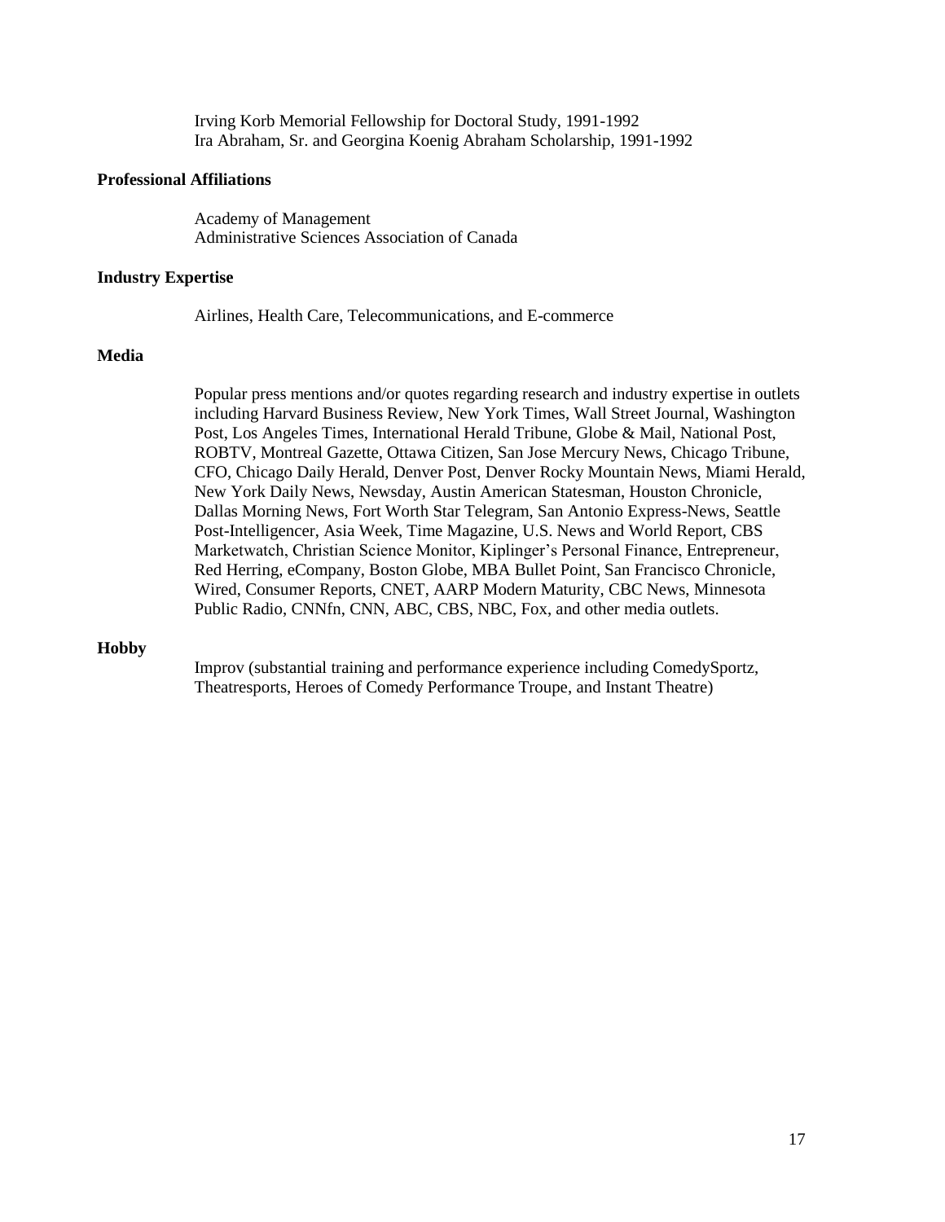Irving Korb Memorial Fellowship for Doctoral Study, 1991-1992
Ira Abraham, Sr. and Georgina Koenig Abraham Scholarship, 1991-1992

**Professional Affiliations**

Academy of Management
Administrative Sciences Association of Canada

**Industry Expertise**

Airlines, Health Care, Telecommunications, and E-commerce

**Media**

Popular press mentions and/or quotes regarding research and industry expertise in outlets including Harvard Business Review, New York Times, Wall Street Journal, Washington Post, Los Angeles Times, International Herald Tribune, Globe & Mail, National Post, ROBTV, Montreal Gazette, Ottawa Citizen, San Jose Mercury News, Chicago Tribune, CFO, Chicago Daily Herald, Denver Post, Denver Rocky Mountain News, Miami Herald, New York Daily News, Newsday, Austin American Statesman, Houston Chronicle, Dallas Morning News, Fort Worth Star Telegram, San Antonio Express-News, Seattle Post-Intelligencer, Asia Week, Time Magazine, U.S. News and World Report, CBS Marketwatch, Christian Science Monitor, Kiplinger's Personal Finance, Entrepreneur, Red Herring, eCompany, Boston Globe, MBA Bullet Point, San Francisco Chronicle, Wired, Consumer Reports, CNET, AARP Modern Maturity, CBC News, Minnesota Public Radio, CNNfn, CNN, ABC, CBS, NBC, Fox, and other media outlets.

**Hobby**

Improv (substantial training and performance experience including ComedySportz, Theatresports, Heroes of Comedy Performance Troupe, and Instant Theatre)